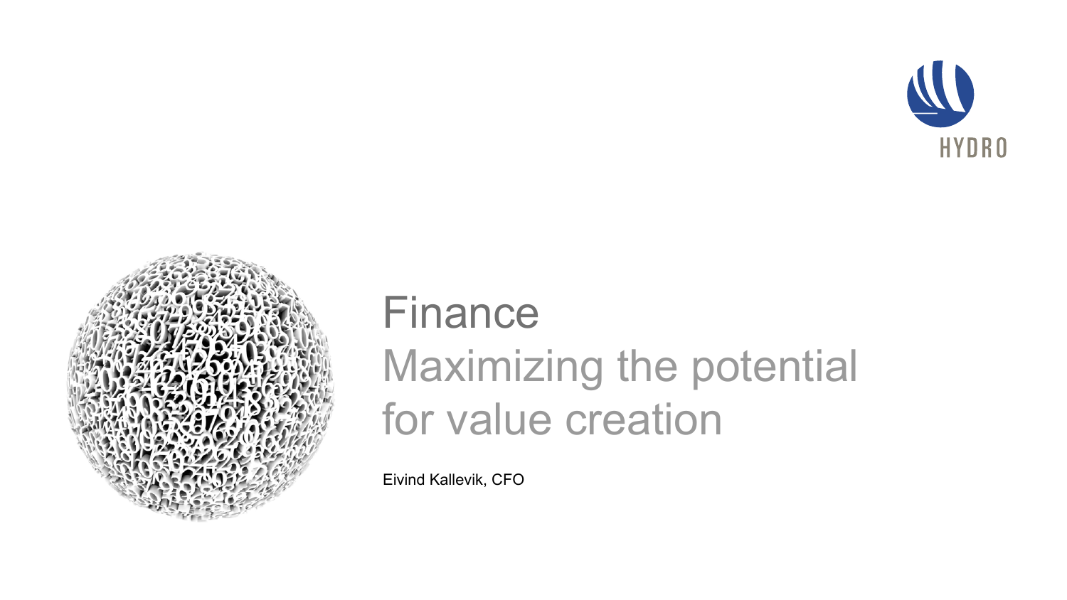# Finance

## Maximizing the potential for value creation

Eivind Kallevik, CFO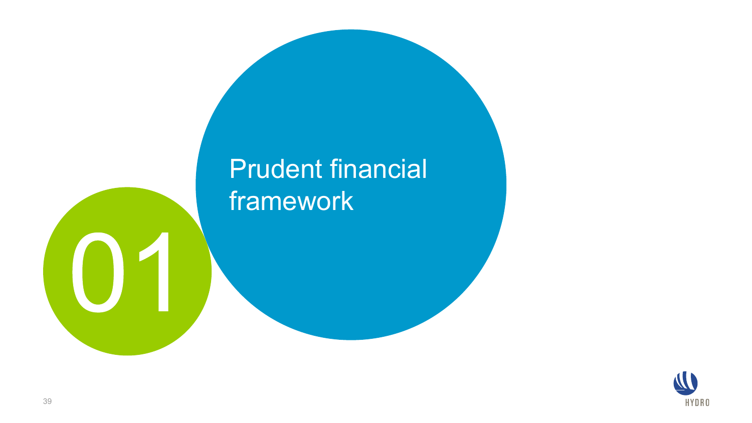01

# Prudent financial framework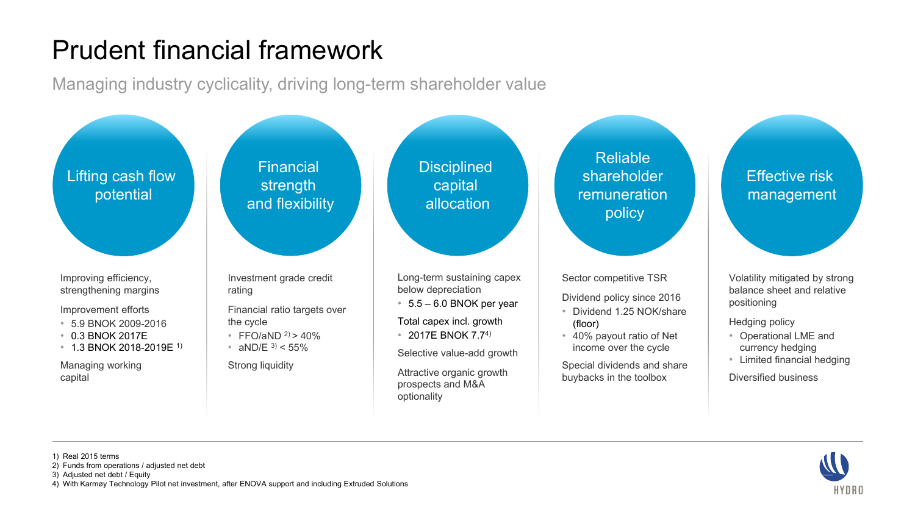# Prudent financial framework

Managing industry cyclicality, driving long-term shareholder value

## Lifting cash flow potential

Improving efficiency, strengthening margins

Improvement efforts

- 5.9 BNOK 2009-2016
- 0.3 BNOK 2017E
- 1.3 BNOK 2018-2019E [1]

Managing working capital

## Financial strength and flexibility

Investment grade credit rating

Financial ratio targets over the cycle

- FFO/aND [2] > 40%
- aND/E [3] < 55%

Strong liquidity

## Disciplined capital allocation

Long-term sustaining capex below depreciation

- 5.5 – 6.0 BNOK per year

Total capex incl. growth

- 2017E BNOK 7.7[4]

Selective value-add growth

Attractive organic growth prospects and M&A optionality

## Reliable shareholder remuneration policy

Sector competitive TSR

Dividend policy since 2016

- Dividend 1.25 NOK/share (floor)
- 40% payout ratio of Net income over the cycle

Special dividends and share buybacks in the toolbox

## Effective risk management

Volatility mitigated by strong balance sheet and relative positioning

Hedging policy

- Operational LME and currency hedging
- Limited financial hedging

Diversified business

---

1) Real 2015 terms
2) Funds from operations / adjusted net debt
3) Adjusted net debt / Equity
4) With Karmøy Technology Pilot net investment, after ENOVA support and including Extruded Solutions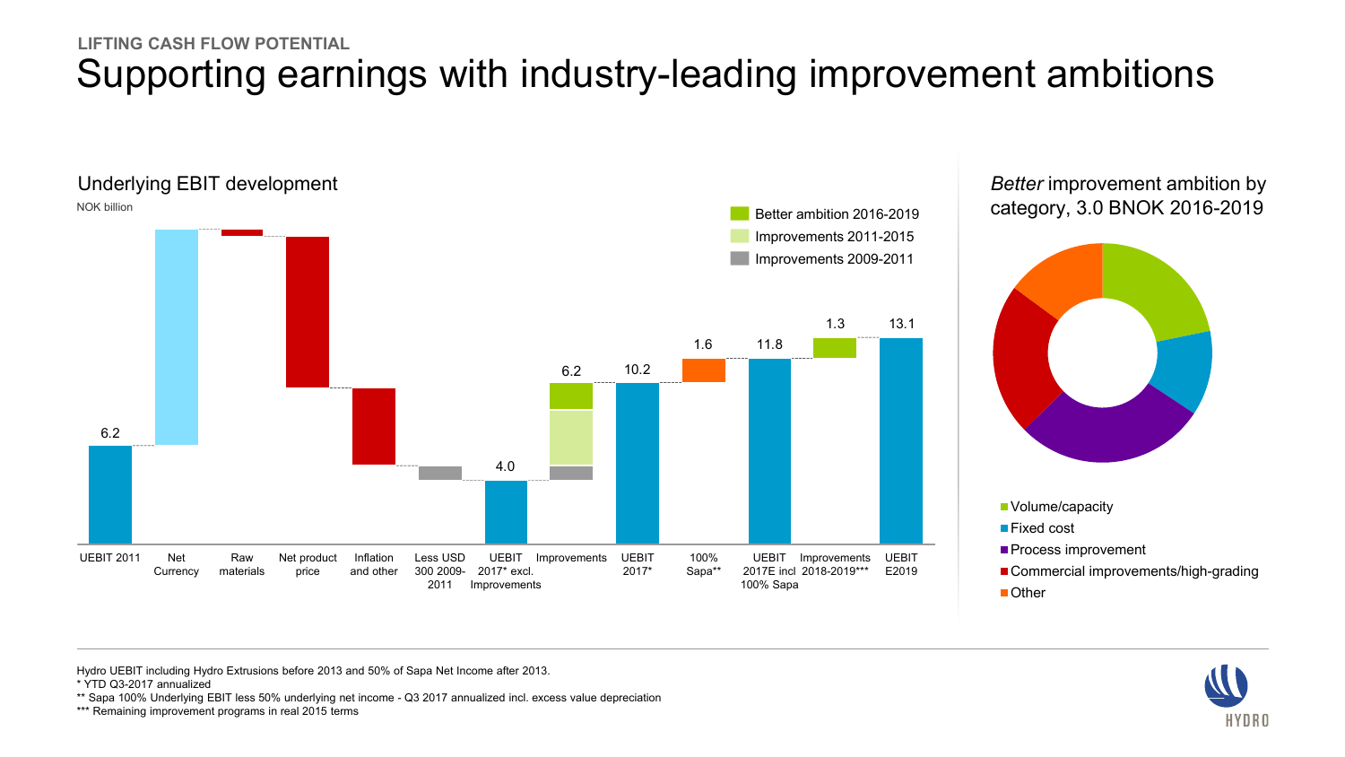LIFTING CASH FLOW POTENTIAL

# Supporting earnings with industry-leading improvement ambitions

## Underlying EBIT development

NOK billion

| Item | Value |
|---|---|
| UEBIT 2011 | 6.2 |
| Net Currency | |
| Raw materials | |
| Net product price | |
| Inflation and other | |
| Less USD 300 2009-2011 | |
| UEBIT 2017* excl. Improvements | 4.0 |
| Improvements | 6.2 |
| UEBIT 2017* | 10.2 |
| 100% Sapa** | 1.6 |
| UEBIT 2017E incl 100% Sapa | 11.8 |
| Improvements 2018-2019*** | 1.3 |
| UEBIT E2019 | 13.1 |

Legend: Better ambition 2016-2019; Improvements 2011-2015; Improvements 2009-2011

## *Better* improvement ambition by category, 3.0 BNOK 2016-2019

- Volume/capacity
- Fixed cost
- Process improvement
- Commercial improvements/high-grading
- Other

Hydro UEBIT including Hydro Extrusions before 2013 and 50% of Sapa Net Income after 2013.

\* YTD Q3-2017 annualized

\** Sapa 100% Underlying EBIT less 50% underlying net income - Q3 2017 annualized incl. excess value depreciation

\*** Remaining improvement programs in real 2015 terms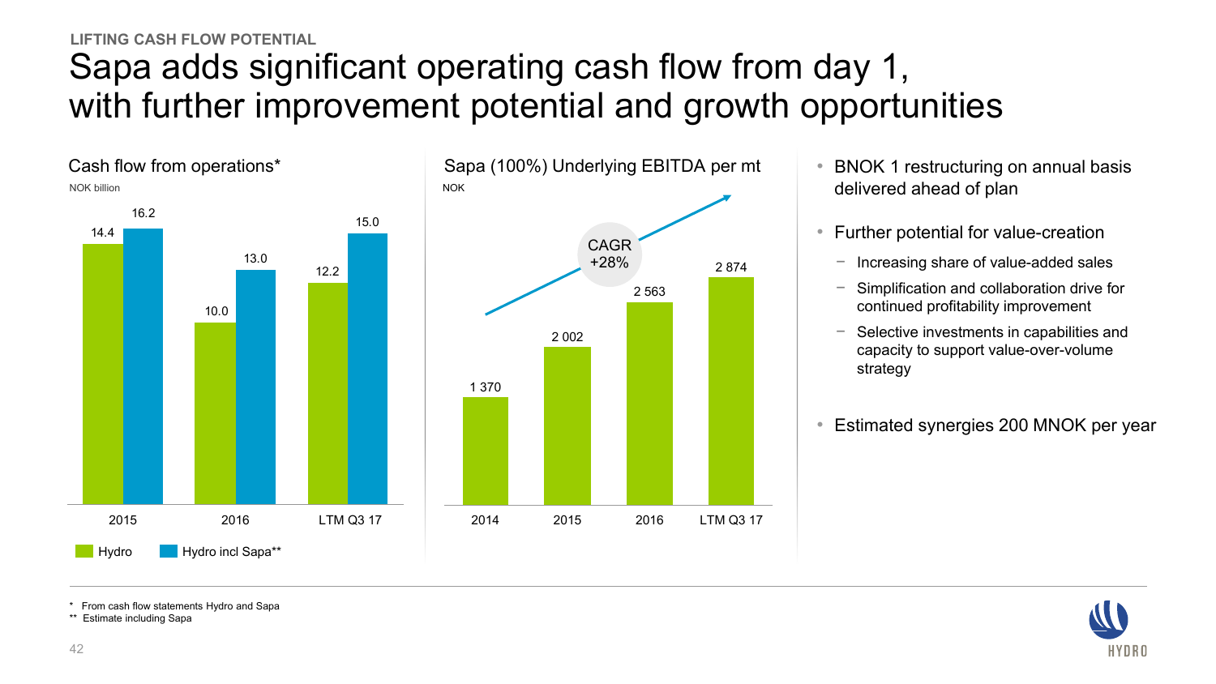LIFTING CASH FLOW POTENTIAL

# Sapa adds significant operating cash flow from day 1, with further improvement potential and growth opportunities

## Cash flow from operations*

NOK billion

| | Hydro | Hydro incl Sapa** |
|---|---|---|
| 2015 | 14.4 | 16.2 |
| 2016 | 10.0 | 13.0 |
| LTM Q3 17 | 12.2 | 15.0 |

## Sapa (100%) Underlying EBITDA per mt

NOK

| 2014 | 2015 | 2016 | LTM Q3 17 |
|---|---|---|---|
| 1 370 | 2 002 | 2 563 | 2 874 |

CAGR +28%

- BNOK 1 restructuring on annual basis delivered ahead of plan
- Further potential for value-creation
  - Increasing share of value-added sales
  - Simplification and collaboration drive for continued profitability improvement
  - Selective investments in capabilities and capacity to support value-over-volume strategy
- Estimated synergies 200 MNOK per year

\* From cash flow statements Hydro and Sapa
** Estimate including Sapa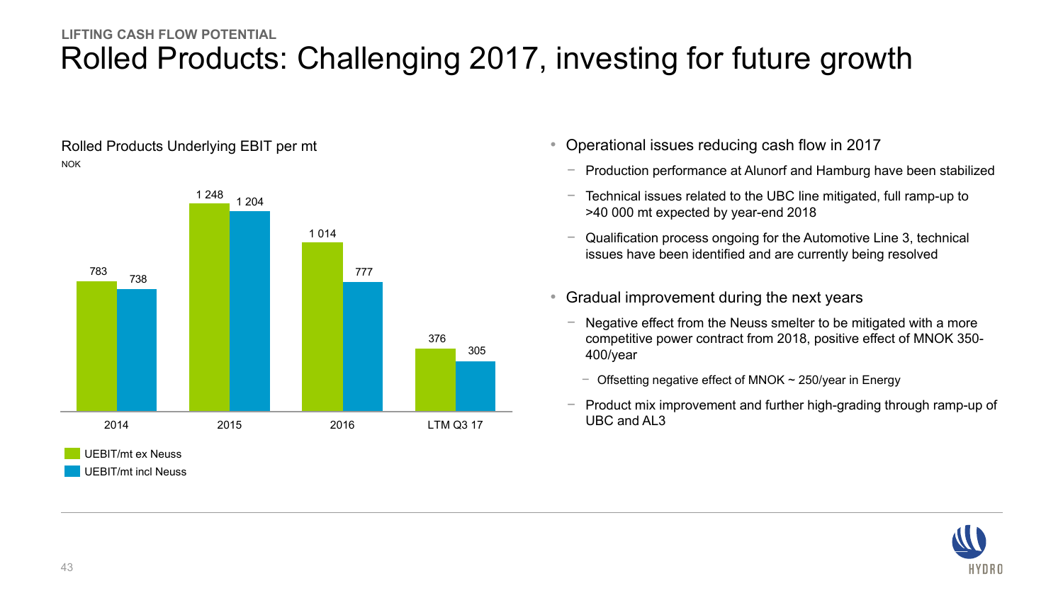LIFTING CASH FLOW POTENTIAL

# Rolled Products: Challenging 2017, investing for future growth

Rolled Products Underlying EBIT per mt

NOK

| | 2014 | 2015 | 2016 | LTM Q3 17 |
|---|---|---|---|---|
| UEBIT/mt ex Neuss | 783 | 1 248 | 1 014 | 376 |
| UEBIT/mt incl Neuss | 738 | 1 204 | 777 | 305 |

- Operational issues reducing cash flow in 2017
  - Production performance at Alunorf and Hamburg have been stabilized
  - Technical issues related to the UBC line mitigated, full ramp-up to >40 000 mt expected by year-end 2018
  - Qualification process ongoing for the Automotive Line 3, technical issues have been identified and are currently being resolved
- Gradual improvement during the next years
  - Negative effect from the Neuss smelter to be mitigated with a more competitive power contract from 2018, positive effect of MNOK 350-400/year
    - Offsetting negative effect of MNOK ~ 250/year in Energy
  - Product mix improvement and further high-grading through ramp-up of UBC and AL3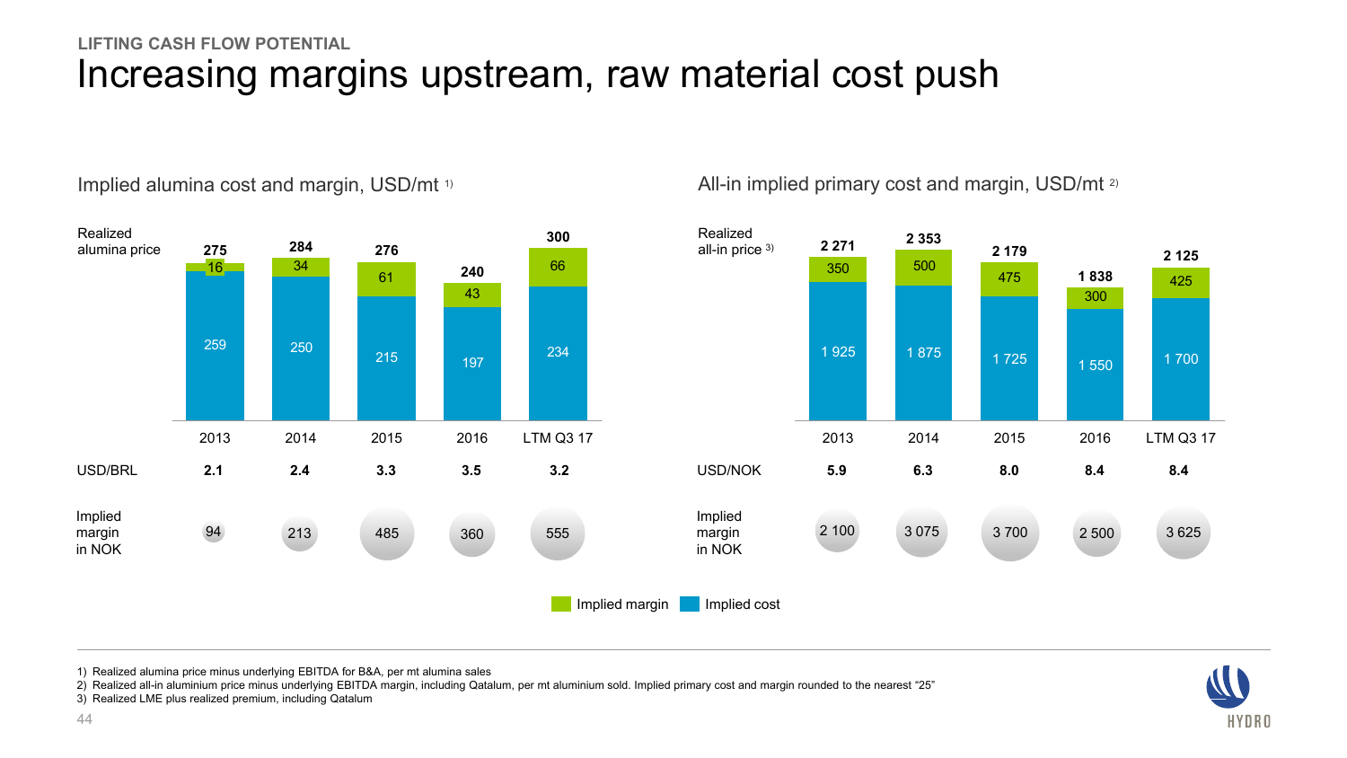LIFTING CASH FLOW POTENTIAL

# Increasing margins upstream, raw material cost push

## Implied alumina cost and margin, USD/mt [1)]

| | 2013 | 2014 | 2015 | 2016 | LTM Q3 17 |
|---|---|---|---|---|---|
| Realized alumina price | **275** | **284** | **276** | **240** | **300** |
| Implied margin | 16 | 34 | 61 | 43 | 66 |
| Implied cost | 259 | 250 | 215 | 197 | 234 |
| USD/BRL | **2.1** | **2.4** | **3.3** | **3.5** | **3.2** |
| Implied margin in NOK | 94 | 213 | 485 | 360 | 555 |

## All-in implied primary cost and margin, USD/mt [2)]

| | 2013 | 2014 | 2015 | 2016 | LTM Q3 17 |
|---|---|---|---|---|---|
| Realized all-in price [3)] | **2 271** | **2 353** | **2 179** | **1 838** | **2 125** |
| Implied margin | 350 | 500 | 475 | 300 | 425 |
| Implied cost | 1 925 | 1 875 | 1 725 | 1 550 | 1 700 |
| USD/NOK | **5.9** | **6.3** | **8.0** | **8.4** | **8.4** |
| Implied margin in NOK | 2 100 | 3 075 | 3 700 | 2 500 | 3 625 |

Implied margin | Implied cost

1) Realized alumina price minus underlying EBITDA for B&A, per mt alumina sales

2) Realized all-in aluminium price minus underlying EBITDA margin, including Qatalum, per mt aluminium sold. Implied primary cost and margin rounded to the nearest "25"

3) Realized LME plus realized premium, including Qatalum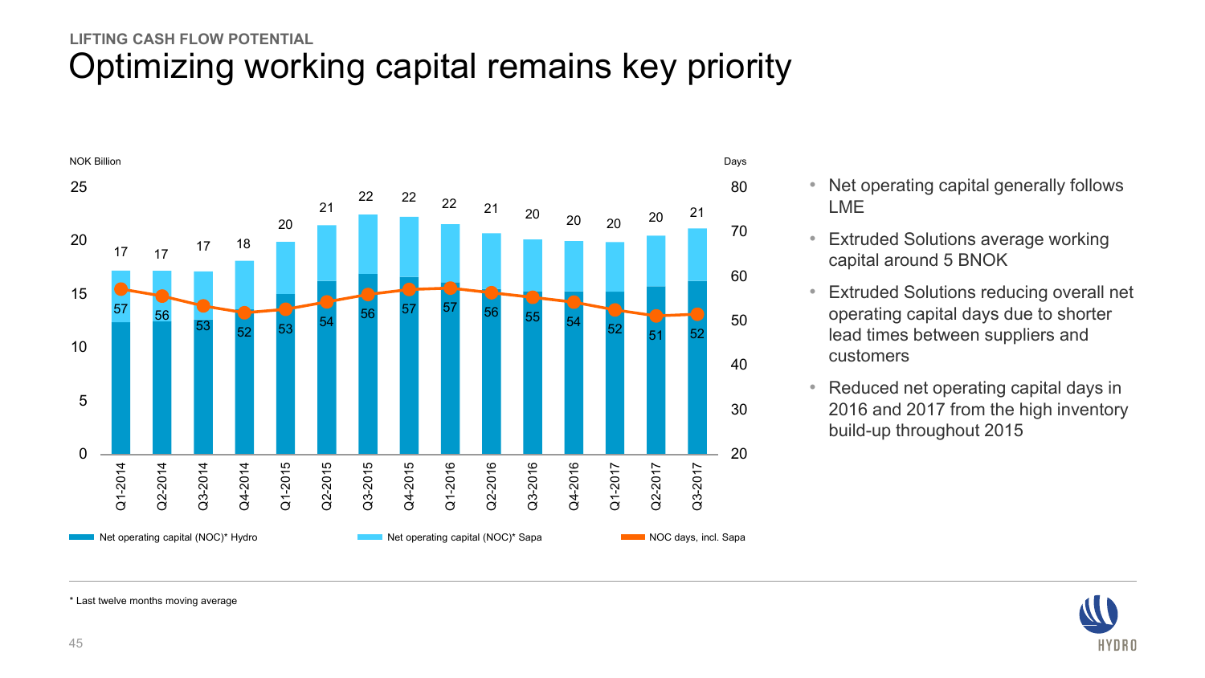LIFTING CASH FLOW POTENTIAL

# Optimizing working capital remains key priority

NOK Billion / Days

| Quarter | Net operating capital (NOC)* total (NOK Billion) | NOC days, incl. Sapa |
|---|---|---|
| Q1-2014 | 17 | 57 |
| Q2-2014 | 17 | 56 |
| Q3-2014 | 17 | 53 |
| Q4-2014 | 18 | 52 |
| Q1-2015 | 20 | 53 |
| Q2-2015 | 21 | 54 |
| Q3-2015 | 22 | 56 |
| Q4-2015 | 22 | 57 |
| Q1-2016 | 22 | 57 |
| Q2-2016 | 21 | 56 |
| Q3-2016 | 20 | 55 |
| Q4-2016 | 20 | 54 |
| Q1-2017 | 20 | 52 |
| Q2-2017 | 20 | 51 |
| Q3-2017 | 21 | 52 |

Legend: Net operating capital (NOC)* Hydro; Net operating capital (NOC)* Sapa; NOC days, incl. Sapa

- Net operating capital generally follows LME
- Extruded Solutions average working capital around 5 BNOK
- Extruded Solutions reducing overall net operating capital days due to shorter lead times between suppliers and customers
- Reduced net operating capital days in 2016 and 2017 from the high inventory build-up throughout 2015

\* Last twelve months moving average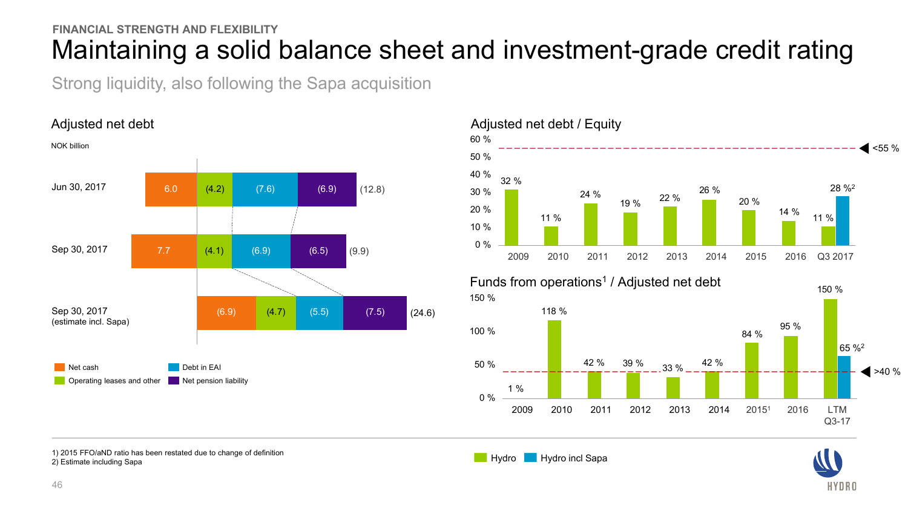FINANCIAL STRENGTH AND FLEXIBILITY

# Maintaining a solid balance sheet and investment-grade credit rating

Strong liquidity, also following the Sapa acquisition

## Adjusted net debt

NOK billion

| | Net cash | Operating leases and other | Debt in EAI | Net pension liability | Total |
|---|---|---|---|---|---|
| Jun 30, 2017 | 6.0 | (4.2) | (7.6) | (6.9) | (12.8) |
| Sep 30, 2017 | 7.7 | (4.1) | (6.9) | (6.5) | (9.9) |
| Sep 30, 2017 (estimate incl. Sapa) | (6.9) | (4.7) | (5.5) | (7.5) | (24.6) |

## Adjusted net debt / Equity

| | 2009 | 2010 | 2011 | 2012 | 2013 | 2014 | 2015 | 2016 | Q3 2017 |
|---|---|---|---|---|---|---|---|---|---|
| Hydro | 32 % | 11 % | 24 % | 19 % | 22 % | 26 % | 20 % | 14 % | 11 % |
| Hydro incl Sapa | | | | | | | | | 28 %[2] |

Target: <55 %

## Funds from operations[1] / Adjusted net debt

| | 2009 | 2010 | 2011 | 2012 | 2013 | 2014 | 2015[1] | 2016 | LTM Q3-17 |
|---|---|---|---|---|---|---|---|---|---|
| Hydro | 1 % | 118 % | 42 % | 39 % | 33 % | 42 % | 84 % | 95 % | 150 % |
| Hydro incl Sapa | | | | | | | | | 65 %[2] |

Target: >40 %

1) 2015 FFO/aND ratio has been restated due to change of definition
2) Estimate including Sapa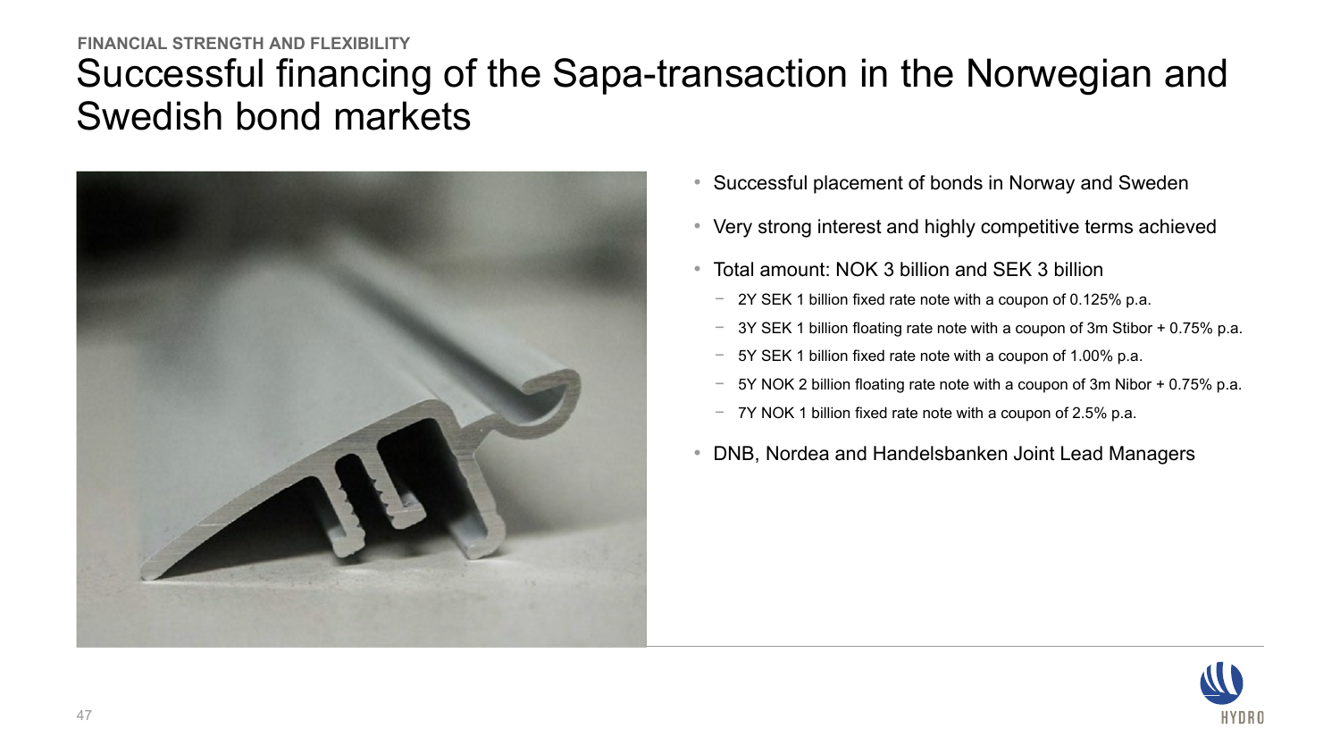FINANCIAL STRENGTH AND FLEXIBILITY

# Successful financing of the Sapa-transaction in the Norwegian and Swedish bond markets

- Successful placement of bonds in Norway and Sweden
- Very strong interest and highly competitive terms achieved
- Total amount: NOK 3 billion and SEK 3 billion
  - 2Y SEK 1 billion fixed rate note with a coupon of 0.125% p.a.
  - 3Y SEK 1 billion floating rate note with a coupon of 3m Stibor + 0.75% p.a.
  - 5Y SEK 1 billion fixed rate note with a coupon of 1.00% p.a.
  - 5Y NOK 2 billion floating rate note with a coupon of 3m Nibor + 0.75% p.a.
  - 7Y NOK 1 billion fixed rate note with a coupon of 2.5% p.a.
- DNB, Nordea and Handelsbanken Joint Lead Managers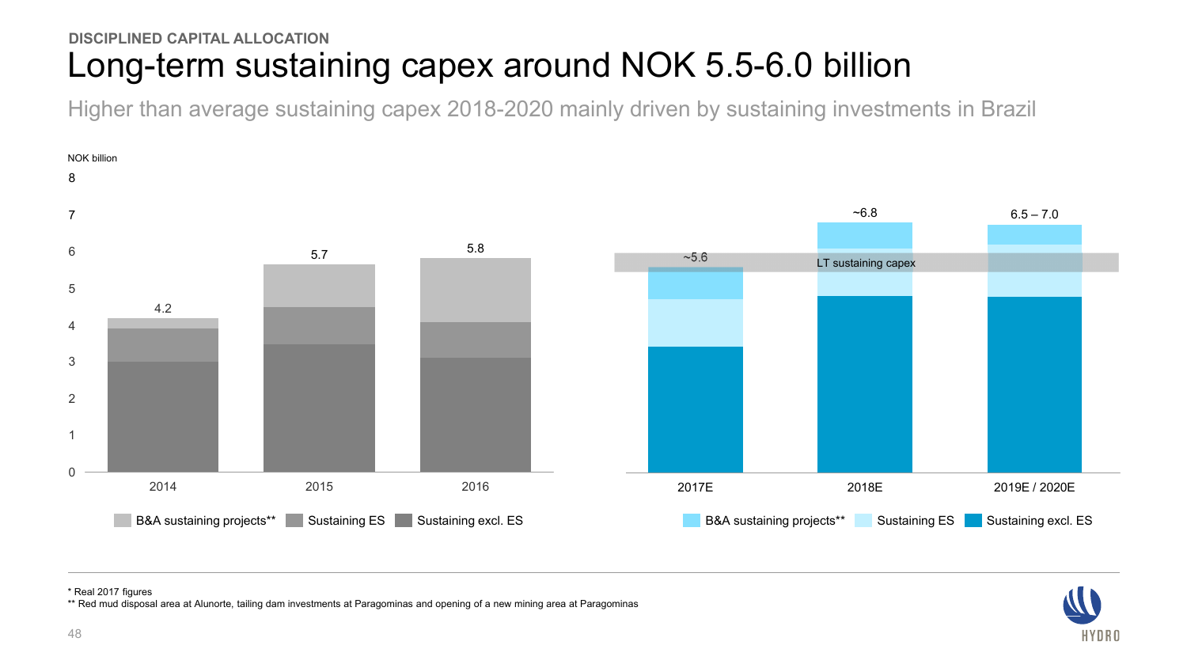DISCIPLINED CAPITAL ALLOCATION

# Long-term sustaining capex around NOK 5.5-6.0 billion

Higher than average sustaining capex 2018-2020 mainly driven by sustaining investments in Brazil

NOK billion

| | 2014 | 2015 | 2016 |
|---|---|---|---|
| Total | 4.2 | 5.7 | 5.8 |

Legend: B&A sustaining projects**, Sustaining ES, Sustaining excl. ES

| | 2017E | 2018E | 2019E / 2020E |
|---|---|---|---|
| Total | ~5.6 | ~6.8 | 6.5 – 7.0 |

LT sustaining capex

Legend: B&A sustaining projects**, Sustaining ES, Sustaining excl. ES

\* Real 2017 figures

\*\* Red mud disposal area at Alunorte, tailing dam investments at Paragominas and opening of a new mining area at Paragominas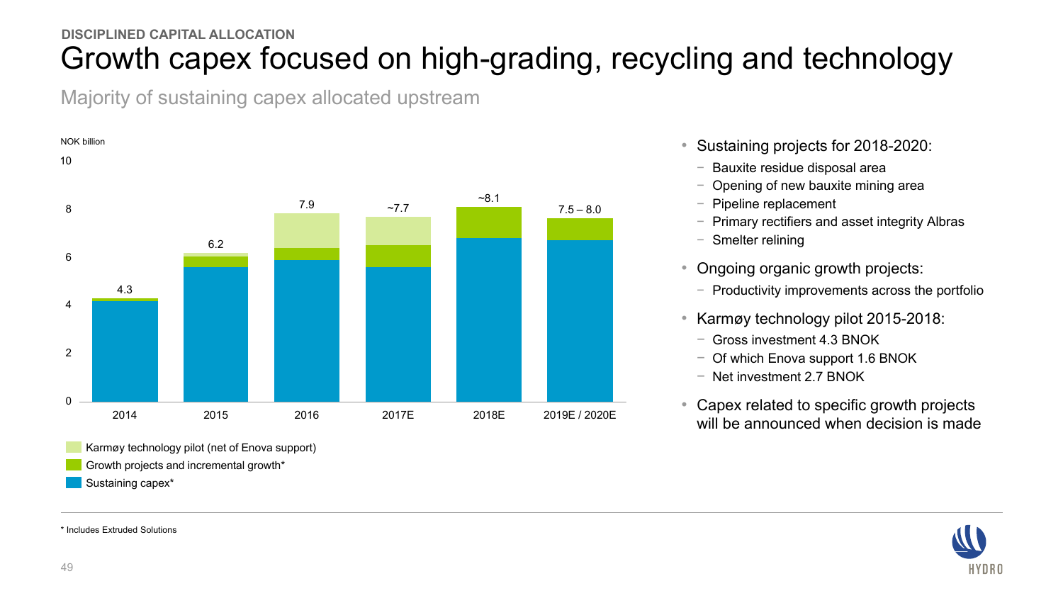DISCIPLINED CAPITAL ALLOCATION

# Growth capex focused on high-grading, recycling and technology

## Majority of sustaining capex allocated upstream

NOK billion

| | 2014 | 2015 | 2016 | 2017E | 2018E | 2019E / 2020E |
|---|---|---|---|---|---|---|
| Total | 4.3 | 6.2 | 7.9 | ~7.7 | ~8.1 | 7.5 – 8.0 |

- Karmøy technology pilot (net of Enova support)
- Growth projects and incremental growth*
- Sustaining capex*

- Sustaining projects for 2018-2020:
  - Bauxite residue disposal area
  - Opening of new bauxite mining area
  - Pipeline replacement
  - Primary rectifiers and asset integrity Albras
  - Smelter relining
- Ongoing organic growth projects:
  - Productivity improvements across the portfolio
- Karmøy technology pilot 2015-2018:
  - Gross investment 4.3 BNOK
  - Of which Enova support 1.6 BNOK
  - Net investment 2.7 BNOK
- Capex related to specific growth projects will be announced when decision is made

\* Includes Extruded Solutions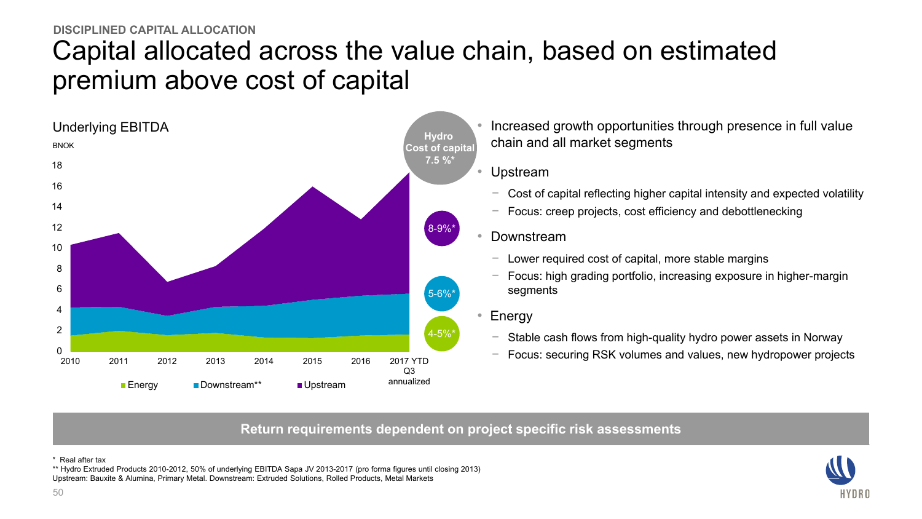DISCIPLINED CAPITAL ALLOCATION

# Capital allocated across the value chain, based on estimated premium above cost of capital

Underlying EBITDA

BNOK

Hydro Cost of capital 7.5 %*

- Upstream: 8-9%*
- Downstream: 5-6%*
- Energy: 4-5%*

Years: 2010, 2011, 2012, 2013, 2014, 2015, 2016, 2017 YTD Q3 annualized

Legend: Energy, Downstream**, Upstream

- Increased growth opportunities through presence in full value chain and all market segments
- Upstream
  - Cost of capital reflecting higher capital intensity and expected volatility
  - Focus: creep projects, cost efficiency and debottlenecking
- Downstream
  - Lower required cost of capital, more stable margins
  - Focus: high grading portfolio, increasing exposure in higher-margin segments
- Energy
  - Stable cash flows from high-quality hydro power assets in Norway
  - Focus: securing RSK volumes and values, new hydropower projects

**Return requirements dependent on project specific risk assessments**

\* Real after tax

\*\* Hydro Extruded Products 2010-2012, 50% of underlying EBITDA Sapa JV 2013-2017 (pro forma figures until closing 2013)

Upstream: Bauxite & Alumina, Primary Metal. Downstream: Extruded Solutions, Rolled Products, Metal Markets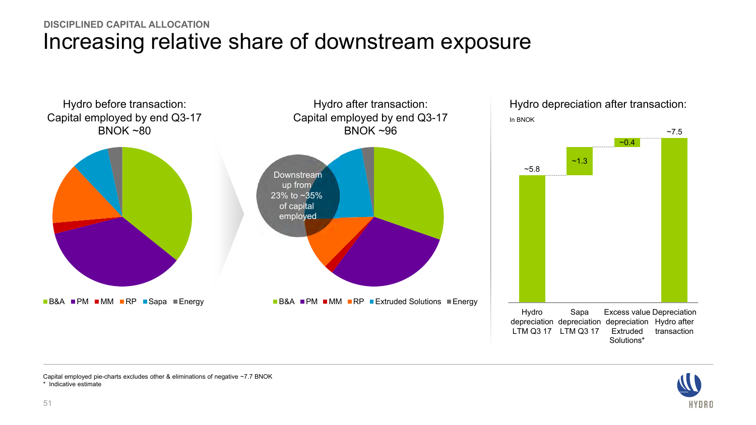DISCIPLINED CAPITAL ALLOCATION

# Increasing relative share of downstream exposure

**Hydro before transaction: Capital employed by end Q3-17 BNOK ~80**

B&A, PM, MM, RP, Sapa, Energy

**Hydro after transaction: Capital employed by end Q3-17 BNOK ~96**

Downstream up from 23% to ~35% of capital employed

B&A, PM, MM, RP, Extruded Solutions, Energy

**Hydro depreciation after transaction:**

In BNOK

| Hydro depreciation LTM Q3 17 | Sapa depreciation LTM Q3 17 | Excess value depreciation Extruded Solutions* | Depreciation Hydro after transaction |
|---|---|---|---|
| ~5.8 | ~1.3 | ~0.4 | ~7.5 |

Capital employed pie-charts excludes other & eliminations of negative ~7.7 BNOK

\* Indicative estimate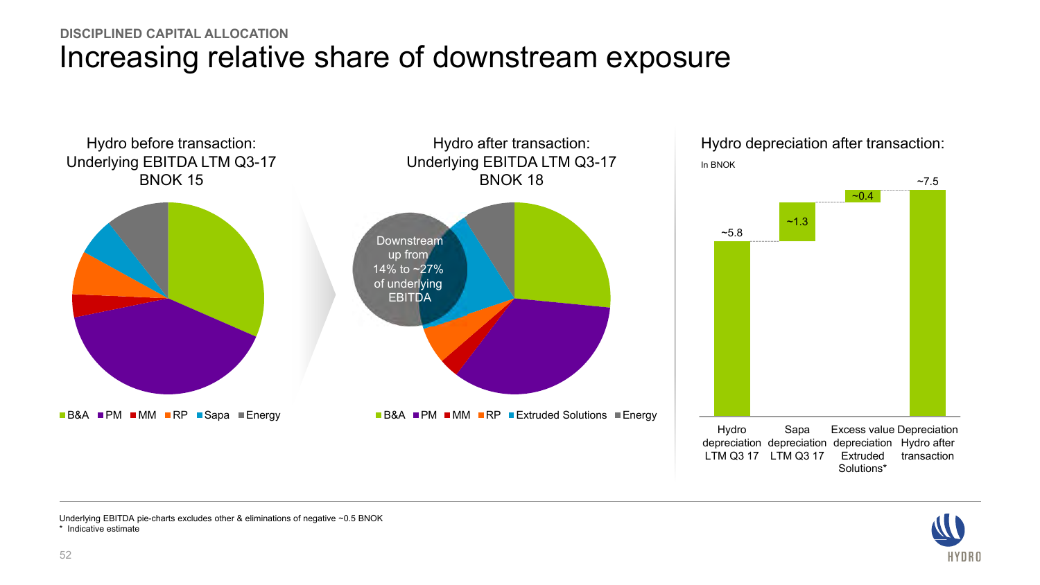DISCIPLINED CAPITAL ALLOCATION

# Increasing relative share of downstream exposure

### Hydro before transaction: Underlying EBITDA LTM Q3-17 BNOK 15

B&A | PM | MM | RP | Sapa | Energy

### Hydro after transaction: Underlying EBITDA LTM Q3-17 BNOK 18

Downstream up from 14% to ~27% of underlying EBITDA

B&A | PM | MM | RP | Extruded Solutions | Energy

### Hydro depreciation after transaction:

In BNOK

| Hydro depreciation LTM Q3 17 | Sapa depreciation LTM Q3 17 | Excess value depreciation Extruded Solutions* | Depreciation Hydro after transaction |
|---|---|---|---|
| ~5.8 | ~1.3 | ~0.4 | ~7.5 |

Underlying EBITDA pie-charts excludes other & eliminations of negative ~0.5 BNOK

\* Indicative estimate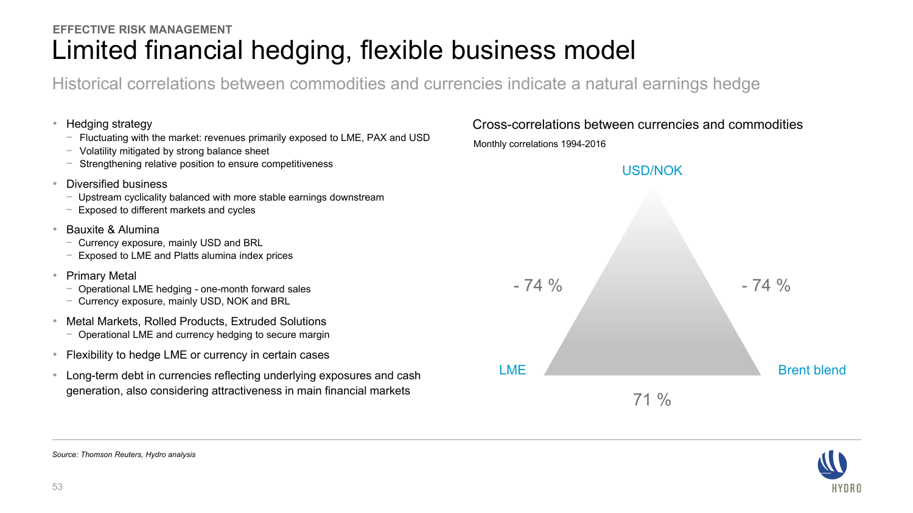EFFECTIVE RISK MANAGEMENT

# Limited financial hedging, flexible business model

## Historical correlations between commodities and currencies indicate a natural earnings hedge

- Hedging strategy
  - Fluctuating with the market: revenues primarily exposed to LME, PAX and USD
  - Volatility mitigated by strong balance sheet
  - Strengthening relative position to ensure competitiveness
- Diversified business
  - Upstream cyclicality balanced with more stable earnings downstream
  - Exposed to different markets and cycles
- Bauxite & Alumina
  - Currency exposure, mainly USD and BRL
  - Exposed to LME and Platts alumina index prices
- Primary Metal
  - Operational LME hedging - one-month forward sales
  - Currency exposure, mainly USD, NOK and BRL
- Metal Markets, Rolled Products, Extruded Solutions
  - Operational LME and currency hedging to secure margin
- Flexibility to hedge LME or currency in certain cases
- Long-term debt in currencies reflecting underlying exposures and cash generation, also considering attractiveness in main financial markets

### Cross-correlations between currencies and commodities

Monthly correlations 1994-2016

| Pair | Correlation |
| --- | --- |
| USD/NOK – LME | - 74 % |
| USD/NOK – Brent blend | - 74 % |
| LME – Brent blend | 71 % |

*Source: Thomson Reuters, Hydro analysis*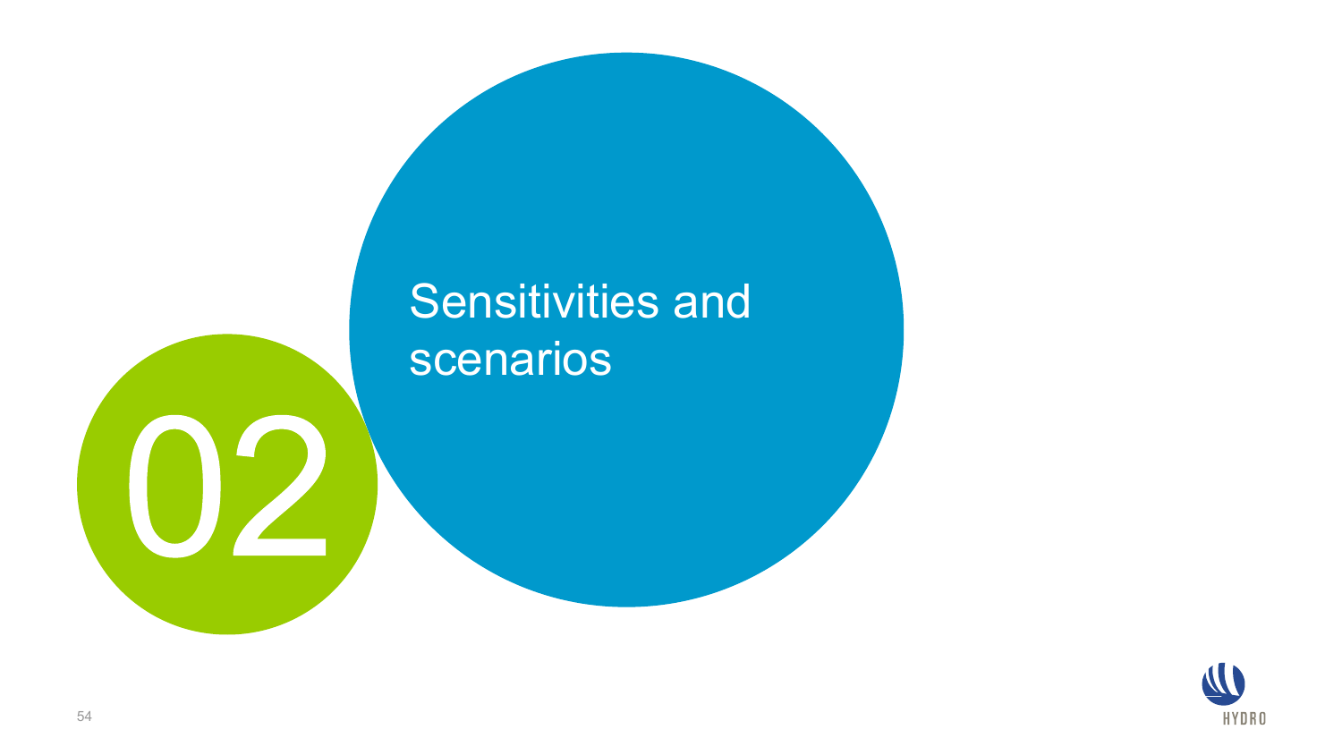# 02

# Sensitivities and scenarios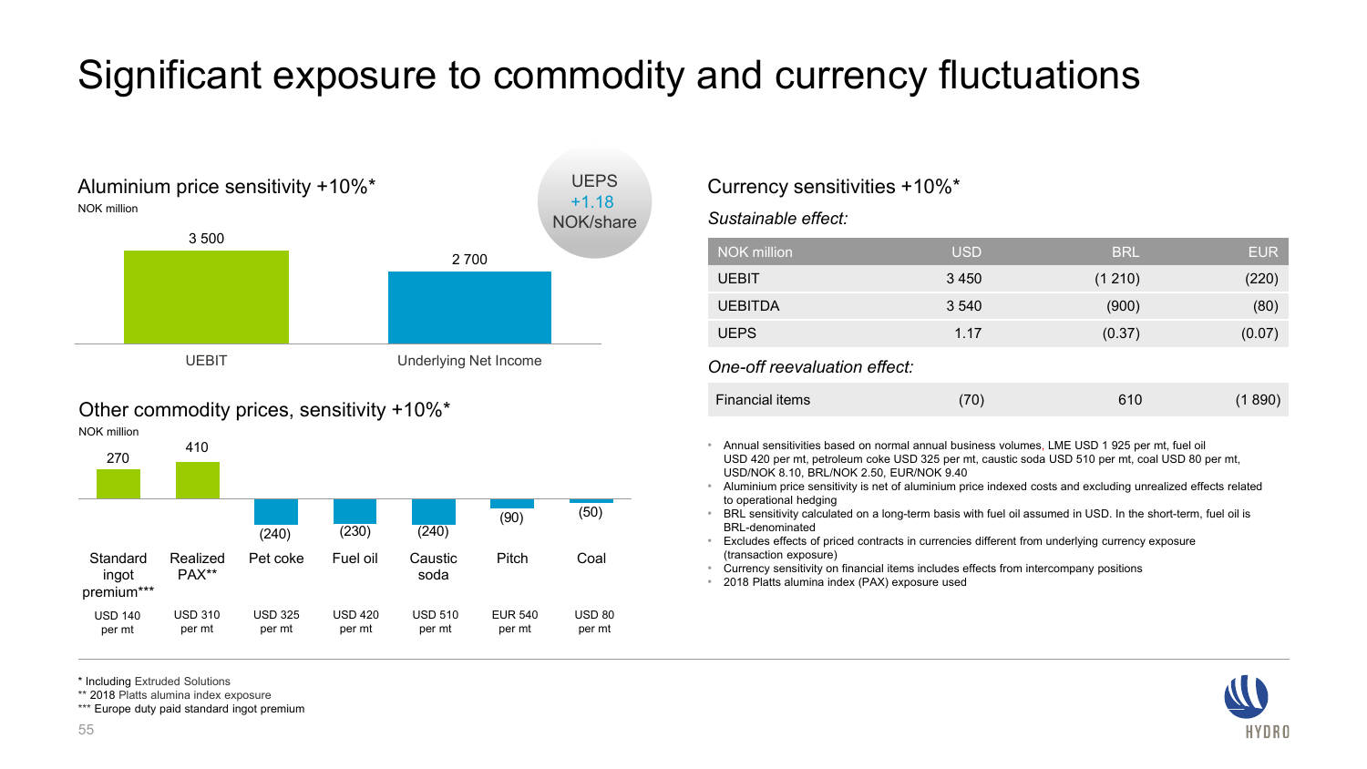# Significant exposure to commodity and currency fluctuations

## Aluminium price sensitivity +10%*

NOK million

| | UEBIT | Underlying Net Income |
|---|---|---|
| NOK million | 3 500 | 2 700 |

UEPS +1.18 NOK/share

## Other commodity prices, sensitivity +10%*

NOK million

| | Standard ingot premium*** | Realized PAX** | Pet coke | Fuel oil | Caustic soda | Pitch | Coal |
|---|---|---|---|---|---|---|---|
| NOK million | 270 | 410 | (240) | (230) | (240) | (90) | (50) |
| Price | USD 140 per mt | USD 310 per mt | USD 325 per mt | USD 420 per mt | USD 510 per mt | EUR 540 per mt | USD 80 per mt |

## Currency sensitivities +10%*

*Sustainable effect:*

| NOK million | USD | BRL | EUR |
|---|---|---|---|
| UEBIT | 3 450 | (1 210) | (220) |
| UEBITDA | 3 540 | (900) | (80) |
| UEPS | 1.17 | (0.37) | (0.07) |

*One-off reevaluation effect:*

| | USD | BRL | EUR |
|---|---|---|---|
| Financial items | (70) | 610 | (1 890) |

- Annual sensitivities based on normal annual business volumes, LME USD 1 925 per mt, fuel oil USD 420 per mt, petroleum coke USD 325 per mt, caustic soda USD 510 per mt, coal USD 80 per mt, USD/NOK 8.10, BRL/NOK 2.50, EUR/NOK 9.40
- Aluminium price sensitivity is net of aluminium price indexed costs and excluding unrealized effects related to operational hedging
- BRL sensitivity calculated on a long-term basis with fuel oil assumed in USD. In the short-term, fuel oil is BRL-denominated
- Excludes effects of priced contracts in currencies different from underlying currency exposure (transaction exposure)
- Currency sensitivity on financial items includes effects from intercompany positions
- 2018 Platts alumina index (PAX) exposure used

\* Including Extruded Solutions
** 2018 Platts alumina index exposure
*** Europe duty paid standard ingot premium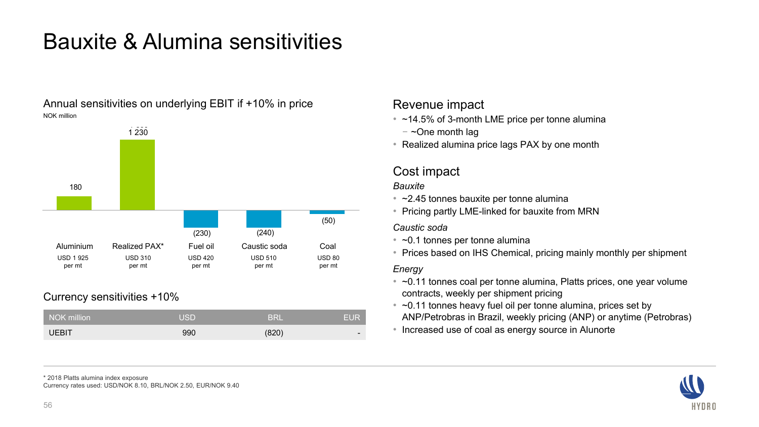# Bauxite & Alumina sensitivities

## Annual sensitivities on underlying EBIT if +10% in price

NOK million

| | Aluminium | Realized PAX* | Fuel oil | Caustic soda | Coal |
|---|---|---|---|---|---|
| Price | USD 1 925 per mt | USD 310 per mt | USD 420 per mt | USD 510 per mt | USD 80 per mt |
| Sensitivity | 180 | 1 230 | (230) | (240) | (50) |

## Currency sensitivities +10%

| NOK million | USD | BRL | EUR |
|---|---|---|---|
| UEBIT | 990 | (820) | - |

## Revenue impact

- ~14.5% of 3-month LME price per tonne alumina
  - ~One month lag
- Realized alumina price lags PAX by one month

## Cost impact

*Bauxite*

- ~2.45 tonnes bauxite per tonne alumina
- Pricing partly LME-linked for bauxite from MRN

*Caustic soda*

- ~0.1 tonnes per tonne alumina
- Prices based on IHS Chemical, pricing mainly monthly per shipment

*Energy*

- ~0.11 tonnes coal per tonne alumina, Platts prices, one year volume contracts, weekly per shipment pricing
- ~0.11 tonnes heavy fuel oil per tonne alumina, prices set by ANP/Petrobras in Brazil, weekly pricing (ANP) or anytime (Petrobras)
- Increased use of coal as energy source in Alunorte

\* 2018 Platts alumina index exposure
Currency rates used: USD/NOK 8.10, BRL/NOK 2.50, EUR/NOK 9.40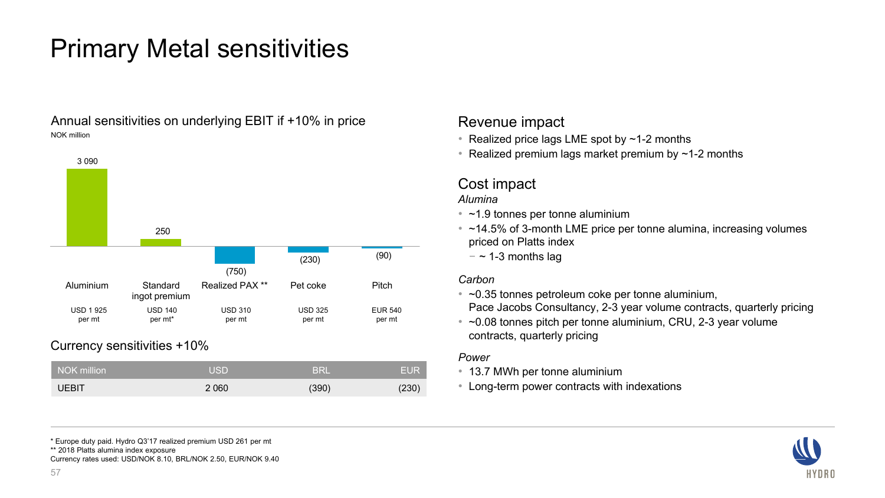# Primary Metal sensitivities

## Annual sensitivities on underlying EBIT if +10% in price

NOK million

| | Aluminium | Standard ingot premium | Realized PAX ** | Pet coke | Pitch |
|---|---|---|---|---|---|
| NOK million | 3 090 | 250 | (750) | (230) | (90) |
| Price | USD 1 925 per mt | USD 140 per mt* | USD 310 per mt | USD 325 per mt | EUR 540 per mt |

## Currency sensitivities +10%

| NOK million | USD | BRL | EUR |
|---|---|---|---|
| UEBIT | 2 060 | (390) | (230) |

## Revenue impact

- Realized price lags LME spot by ~1-2 months
- Realized premium lags market premium by ~1-2 months

## Cost impact

*Alumina*

- ~1.9 tonnes per tonne aluminium
- ~14.5% of 3-month LME price per tonne alumina, increasing volumes priced on Platts index
  - ~ 1-3 months lag

*Carbon*

- ~0.35 tonnes petroleum coke per tonne aluminium, Pace Jacobs Consultancy, 2-3 year volume contracts, quarterly pricing
- ~0.08 tonnes pitch per tonne aluminium, CRU, 2-3 year volume contracts, quarterly pricing

*Power*

- 13.7 MWh per tonne aluminium
- Long-term power contracts with indexations

* Europe duty paid. Hydro Q3'17 realized premium USD 261 per mt
** 2018 Platts alumina index exposure
Currency rates used: USD/NOK 8.10, BRL/NOK 2.50, EUR/NOK 9.40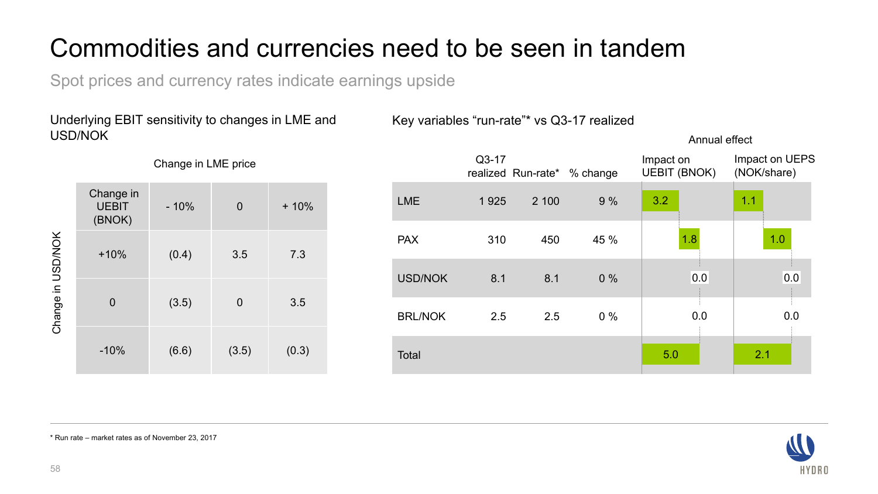# Commodities and currencies need to be seen in tandem

Spot prices and currency rates indicate earnings upside

## Underlying EBIT sensitivity to changes in LME and USD/NOK

Change in LME price / Change in USD/NOK

| Change in UEBIT (BNOK) | - 10% | 0 | + 10% |
|---|---|---|---|
| +10% | (0.4) | 3.5 | 7.3 |
| 0 | (3.5) | 0 | 3.5 |
| -10% | (6.6) | (3.5) | (0.3) |

## Key variables "run-rate"* vs Q3-17 realized

| | Q3-17 realized | Run-rate* | % change | Annual effect: Impact on UEBIT (BNOK) | Annual effect: Impact on UEPS (NOK/share) |
|---|---|---|---|---|---|
| LME | 1 925 | 2 100 | 9 % | 3.2 | 1.1 |
| PAX | 310 | 450 | 45 % | 1.8 | 1.0 |
| USD/NOK | 8.1 | 8.1 | 0 % | 0.0 | 0.0 |
| BRL/NOK | 2.5 | 2.5 | 0 % | 0.0 | 0.0 |
| Total | | | | 5.0 | 2.1 |

\* Run rate – market rates as of November 23, 2017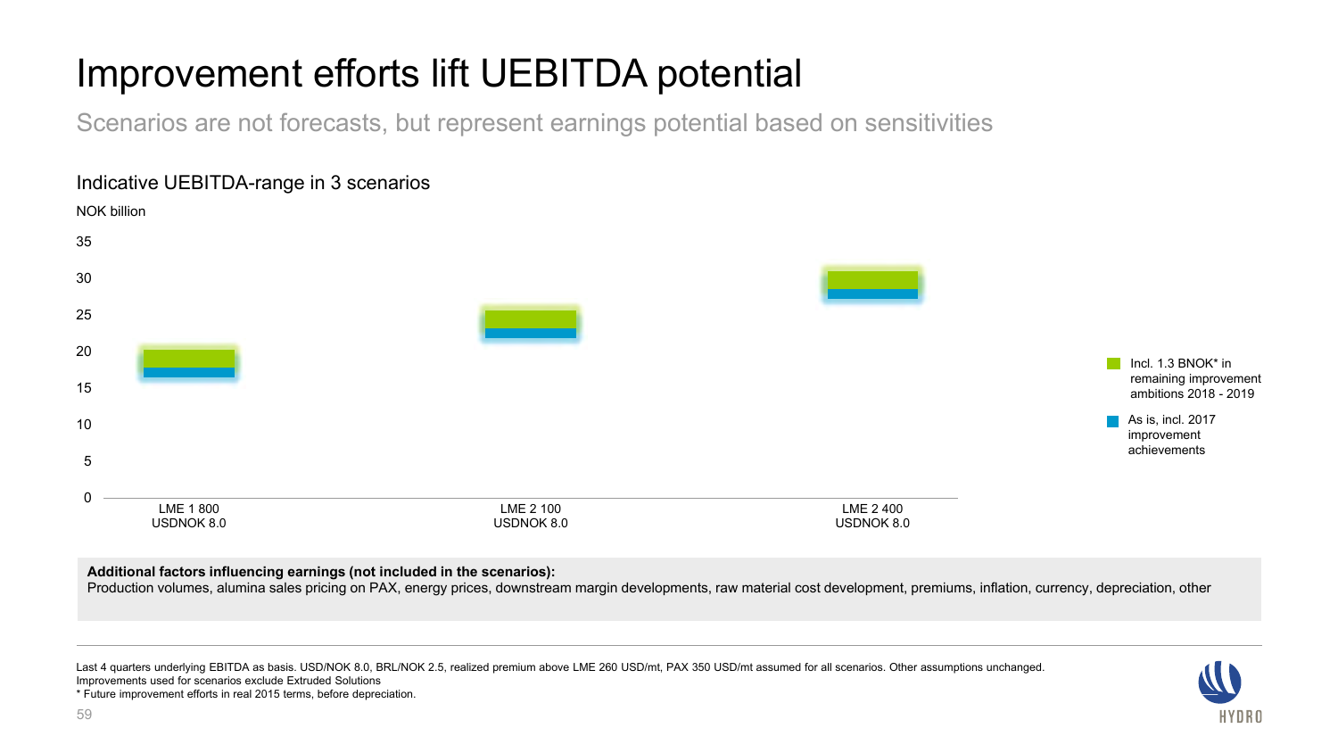# Improvement efforts lift UEBITDA potential

Scenarios are not forecasts, but represent earnings potential based on sensitivities

## Indicative UEBITDA-range in 3 scenarios

NOK billion

| Scenario | As is, incl. 2017 improvement achievements | Incl. 1.3 BNOK* in remaining improvement ambitions 2018 - 2019 |
|---|---|---|
| LME 1 800, USDNOK 8.0 | ~17–18 | ~18–20 |
| LME 2 100, USDNOK 8.0 | ~22–23 | ~23–25.5 |
| LME 2 400, USDNOK 8.0 | ~27–28.5 | ~28.5–31 |

**Additional factors influencing earnings (not included in the scenarios):**
Production volumes, alumina sales pricing on PAX, energy prices, downstream margin developments, raw material cost development, premiums, inflation, currency, depreciation, other

Last 4 quarters underlying EBITDA as basis. USD/NOK 8.0, BRL/NOK 2.5, realized premium above LME 260 USD/mt, PAX 350 USD/mt assumed for all scenarios. Other assumptions unchanged.
Improvements used for scenarios exclude Extruded Solutions
* Future improvement efforts in real 2015 terms, before depreciation.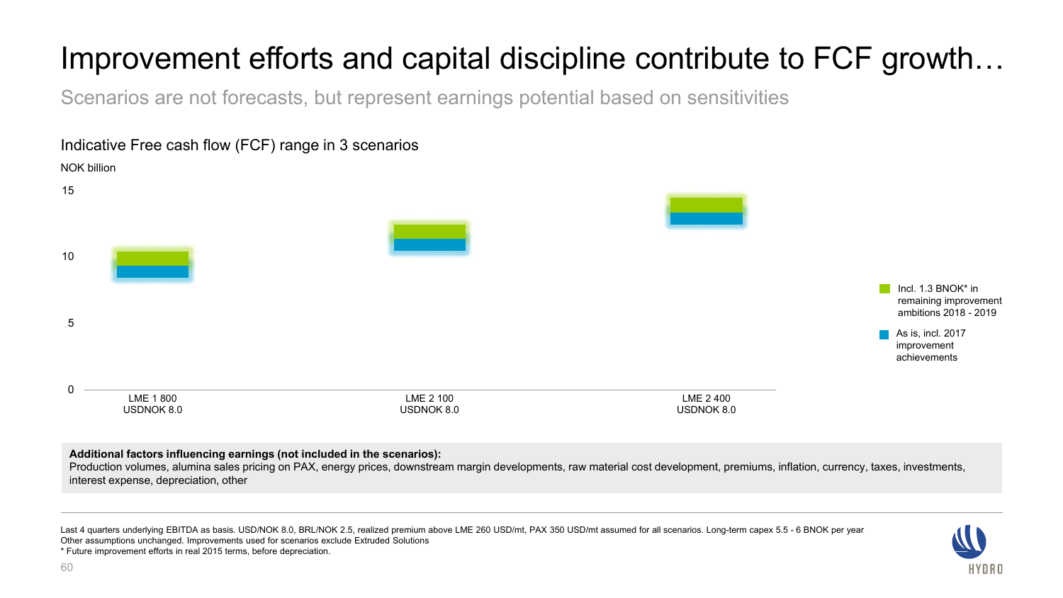# Improvement efforts and capital discipline contribute to FCF growth…

Scenarios are not forecasts, but represent earnings potential based on sensitivities

## Indicative Free cash flow (FCF) range in 3 scenarios

NOK billion

15

10

5

0

LME 1 800
USDNOK 8.0

LME 2 100
USDNOK 8.0

LME 2 400
USDNOK 8.0

Incl. 1.3 BNOK* in remaining improvement ambitions 2018 - 2019

As is, incl. 2017 improvement achievements

**Additional factors influencing earnings (not included in the scenarios):**
Production volumes, alumina sales pricing on PAX, energy prices, downstream margin developments, raw material cost development, premiums, inflation, currency, taxes, investments, interest expense, depreciation, other

Last 4 quarters underlying EBITDA as basis. USD/NOK 8.0, BRL/NOK 2.5, realized premium above LME 260 USD/mt, PAX 350 USD/mt assumed for all scenarios. Long-term capex 5.5 - 6 BNOK per year
Other assumptions unchanged. Improvements used for scenarios exclude Extruded Solutions
* Future improvement efforts in real 2015 terms, before depreciation.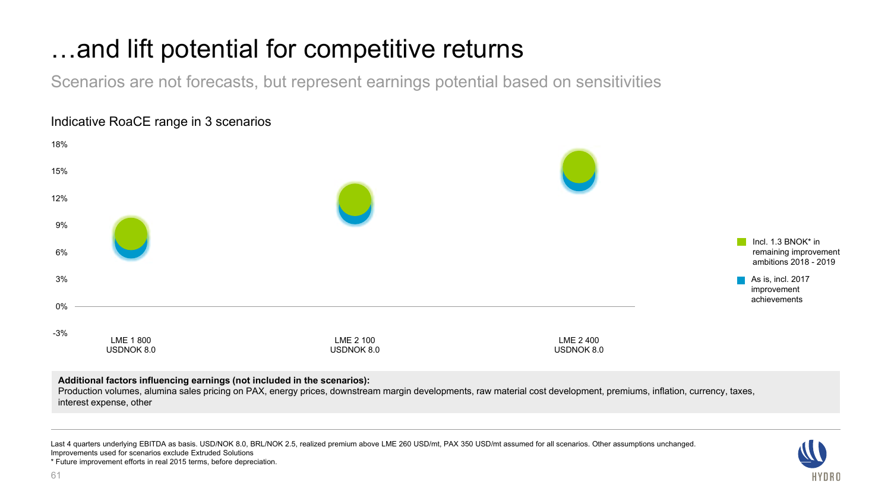# …and lift potential for competitive returns

Scenarios are not forecasts, but represent earnings potential based on sensitivities

Indicative RoaCE range in 3 scenarios

18%
15%
12%
9%
6%
3%
0%
-3%

LME 1 800
USDNOK 8.0

LME 2 100
USDNOK 8.0

LME 2 400
USDNOK 8.0

Incl. 1.3 BNOK* in remaining improvement ambitions 2018 - 2019

As is, incl. 2017 improvement achievements

**Additional factors influencing earnings (not included in the scenarios):**
Production volumes, alumina sales pricing on PAX, energy prices, downstream margin developments, raw material cost development, premiums, inflation, currency, taxes, interest expense, other

Last 4 quarters underlying EBITDA as basis. USD/NOK 8.0, BRL/NOK 2.5, realized premium above LME 260 USD/mt, PAX 350 USD/mt assumed for all scenarios. Other assumptions unchanged.
Improvements used for scenarios exclude Extruded Solutions
* Future improvement efforts in real 2015 terms, before depreciation.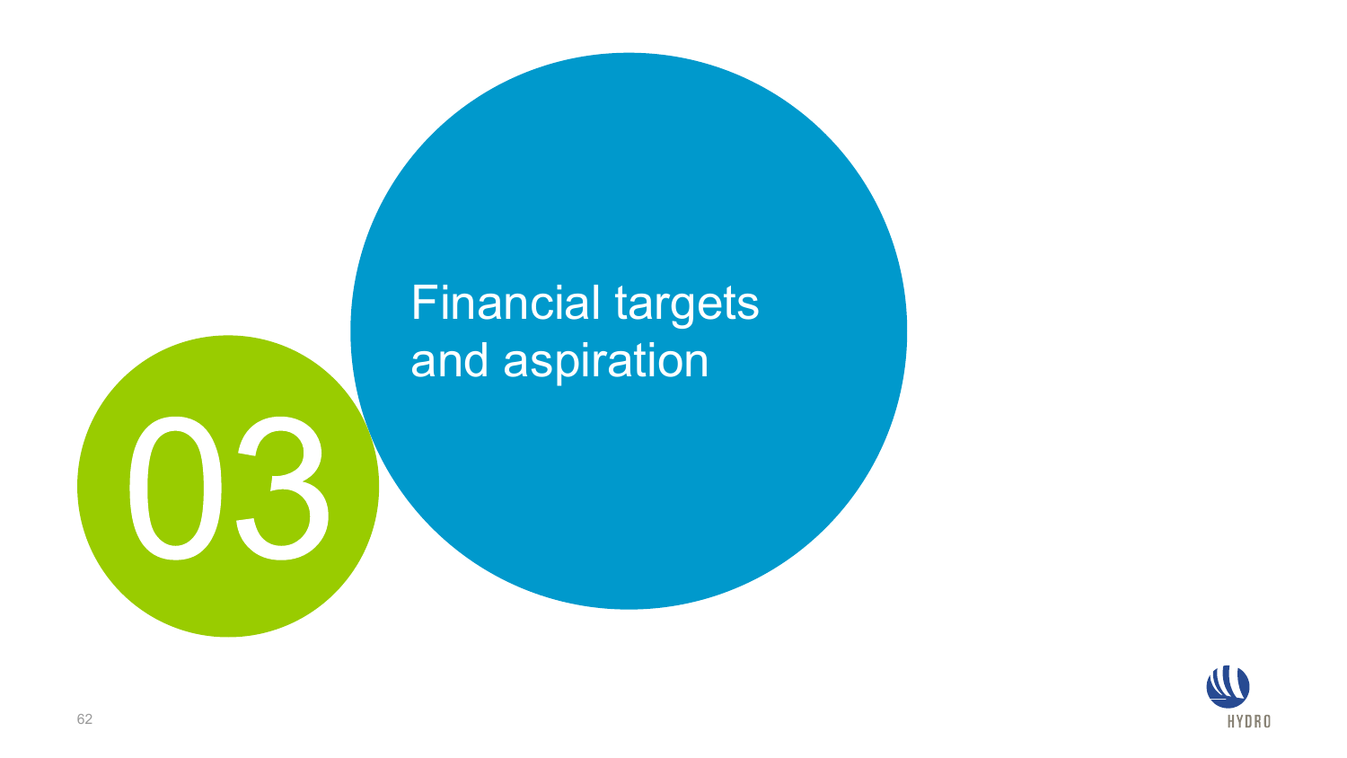# 03

# Financial targets and aspiration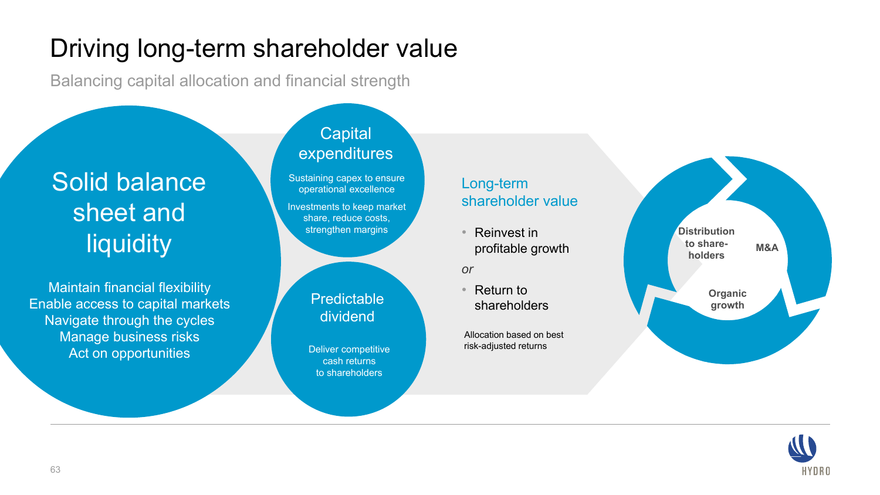# Driving long-term shareholder value

Balancing capital allocation and financial strength

## Solid balance sheet and liquidity

Maintain financial flexibility
Enable access to capital markets
Navigate through the cycles
Manage business risks
Act on opportunities

## Capital expenditures

Sustaining capex to ensure operational excellence

Investments to keep market share, reduce costs, strengthen margins

## Predictable dividend

Deliver competitive cash returns to shareholders

## Long-term shareholder value

- Reinvest in profitable growth

*or*

- Return to shareholders

Allocation based on best risk-adjusted returns

**Distribution to share-holders**

**M&A**

**Organic growth**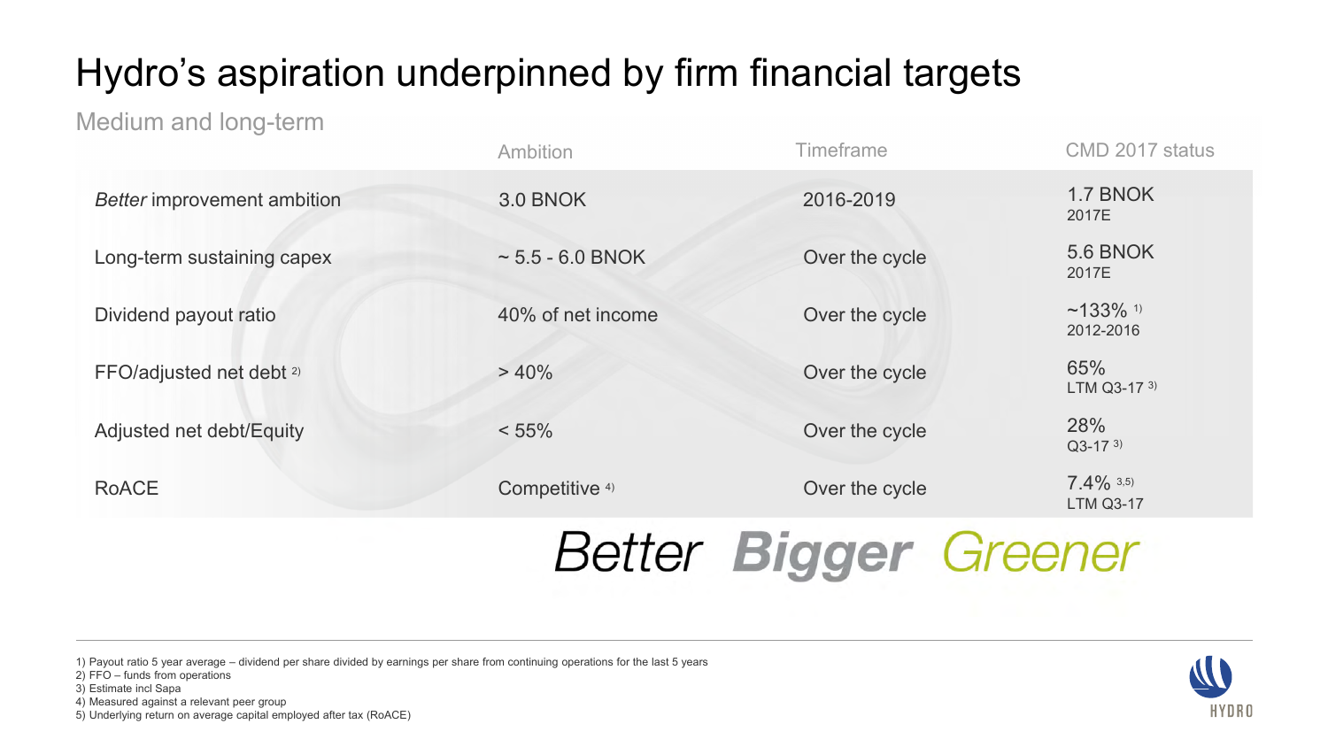# Hydro's aspiration underpinned by firm financial targets

## Medium and long-term

| | Ambition | Timeframe | CMD 2017 status |
|---|---|---|---|
| *Better* improvement ambition | 3.0 BNOK | 2016-2019 | 1.7 BNOK 2017E |
| Long-term sustaining capex | ~ 5.5 - 6.0 BNOK | Over the cycle | 5.6 BNOK 2017E |
| Dividend payout ratio | 40% of net income | Over the cycle | ~133% [1] 2012-2016 |
| FFO/adjusted net debt [2] | > 40% | Over the cycle | 65% LTM Q3-17 [3] |
| Adjusted net debt/Equity | < 55% | Over the cycle | 28% Q3-17 [3] |
| RoACE | Competitive [4] | Over the cycle | 7.4% [3,5] LTM Q3-17 |

*Better* **Bigger** *Greener*

1) Payout ratio 5 year average – dividend per share divided by earnings per share from continuing operations for the last 5 years
2) FFO – funds from operations
3) Estimate incl Sapa
4) Measured against a relevant peer group
5) Underlying return on average capital employed after tax (RoACE)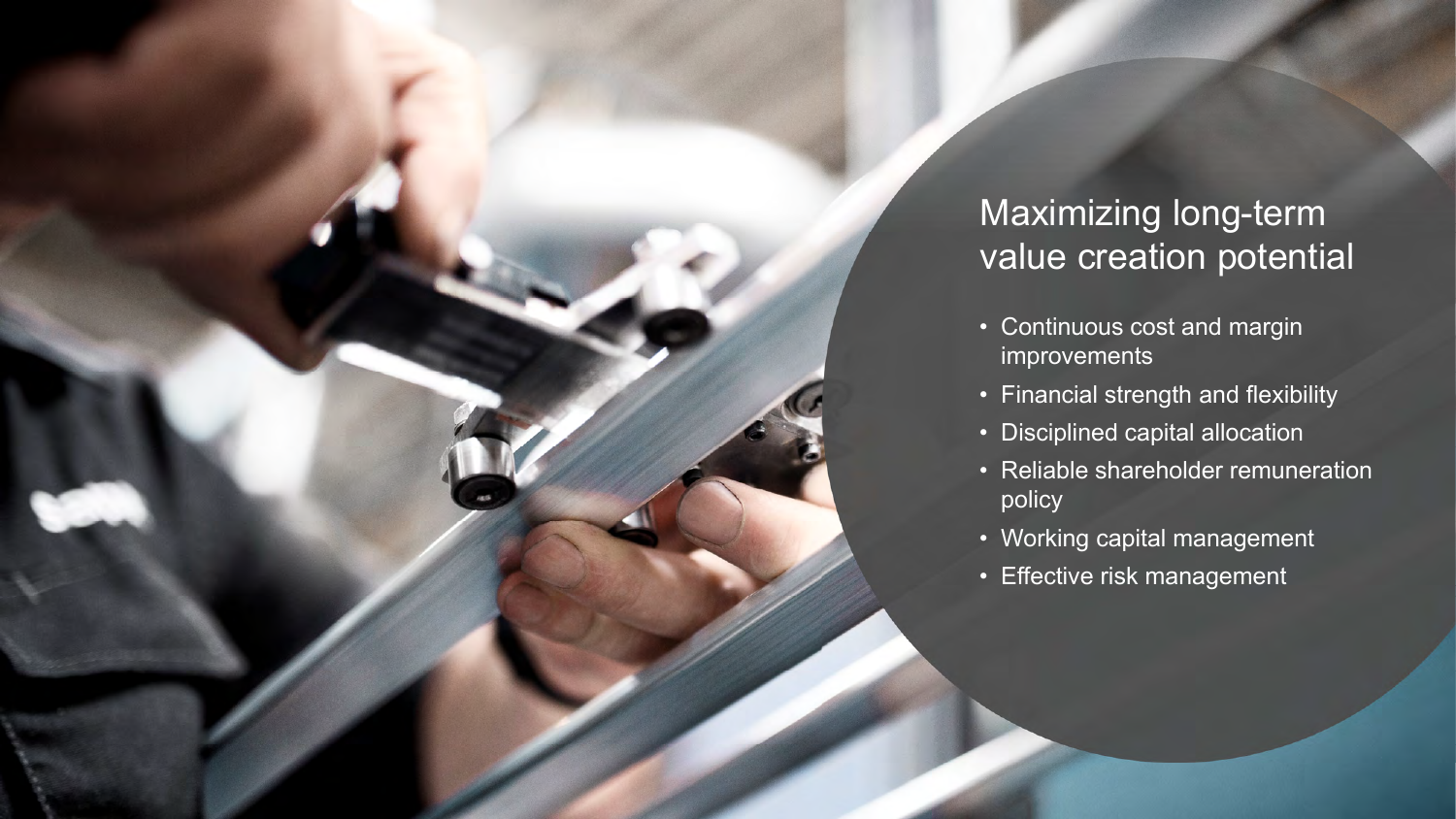## Maximizing long-term value creation potential

- Continuous cost and margin improvements
- Financial strength and flexibility
- Disciplined capital allocation
- Reliable shareholder remuneration policy
- Working capital management
- Effective risk management